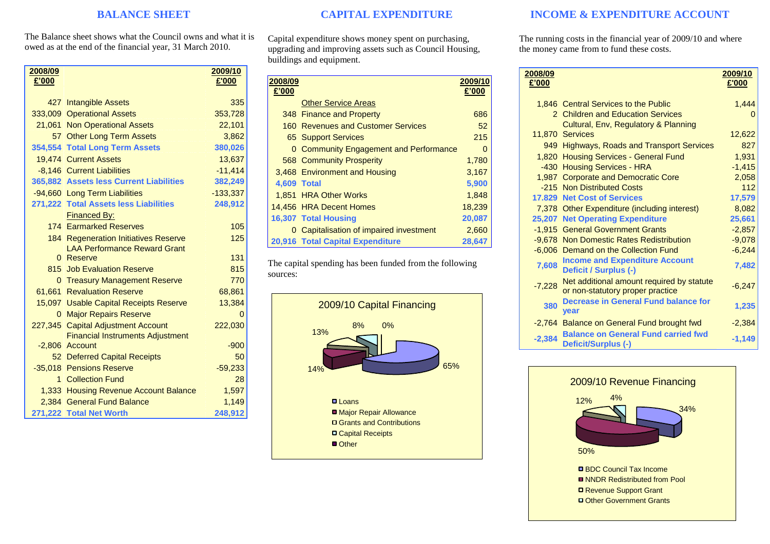## BALANCE SHEET

The Balance sheet shows what the Council owns and what it is owed as at the end of the financial year, 31 March 2010.

| 2008/09 £'000 | | 2009/10 £'000 |
|---|---|---|
| 427 | Intangible Assets | 335 |
| 333,009 | Operational Assets | 353,728 |
| 21,061 | Non Operational Assets | 22,101 |
| 57 | Other Long Term Assets | 3,862 |
| **354,554** | **Total Long Term Assets** | **380,026** |
| 19,474 | Current Assets | 13,637 |
| -8,146 | Current Liabilities | -11,414 |
| **365,882** | **Assets less Current Liabilities** | **382,249** |
| -94,660 | Long Term Liabilities | -133,337 |
| **271,222** | **Total Assets less Liabilities** | **248,912** |
| | Financed By: | |
| 174 | Earmarked Reserves | 105 |
| 184 | Regeneration Initiatives Reserve | 125 |
| 0 | LAA Performance Reward Grant Reserve | 131 |
| 815 | Job Evaluation Reserve | 815 |
| 0 | Treasury Management Reserve | 770 |
| 61,661 | Revaluation Reserve | 68,861 |
| 15,097 | Usable Capital Receipts Reserve | 13,384 |
| 0 | Major Repairs Reserve | 0 |
| 227,345 | Capital Adjustment Account | 222,030 |
| -2,806 | Financial Instruments Adjustment Account | -900 |
| 52 | Deferred Capital Receipts | 50 |
| -35,018 | Pensions Reserve | -59,233 |
| 1 | Collection Fund | 28 |
| 1,333 | Housing Revenue Account Balance | 1,597 |
| 2,384 | General Fund Balance | 1,149 |
| **271,222** | **Total Net Worth** | **248,912** |

## CAPITAL EXPENDITURE

Capital expenditure shows money spent on purchasing, upgrading and improving assets such as Council Housing, buildings and equipment.

| 2008/09 £'000 | | 2009/10 £'000 |
|---|---|---|
| | Other Service Areas | |
| 348 | Finance and Property | 686 |
| 160 | Revenues and Customer Services | 52 |
| 65 | Support Services | 215 |
| 0 | Community Engagement and Performance | 0 |
| 568 | Community Prosperity | 1,780 |
| 3,468 | Environment and Housing | 3,167 |
| **4,609** | **Total** | **5,900** |
| 1,851 | HRA Other Works | 1,848 |
| 14,456 | HRA Decent Homes | 18,239 |
| **16,307** | **Total Housing** | **20,087** |
| 0 | Capitalisation of impaired investment | 2,660 |
| **20,916** | **Total Capital Expenditure** | **28,647** |

The capital spending has been funded from the following sources:

**2009/10 Capital Financing**

- Loans: 65%
- Major Repair Allowance: 14%
- Grants and Contributions: 13%
- Capital Receipts: 8%
- Other: 0%

## INCOME & EXPENDITURE ACCOUNT

The running costs in the financial year of 2009/10 and where the money came from to fund these costs.

| 2008/09 £'000 | | 2009/10 £'000 |
|---|---|---|
| 1,846 | Central Services to the Public | 1,444 |
| 2 | Children and Education Services | 0 |
| 11,870 | Cultural, Env, Regulatory & Planning Services | 12,622 |
| 949 | Highways, Roads and Transport Services | 827 |
| 1,820 | Housing Services - General Fund | 1,931 |
| -430 | Housing Services - HRA | -1,415 |
| 1,987 | Corporate and Democratic Core | 2,058 |
| -215 | Non Distributed Costs | 112 |
| **17,829** | **Net Cost of Services** | **17,579** |
| 7,378 | Other Expenditure (including interest) | 8,082 |
| **25,207** | **Net Operating Expenditure** | **25,661** |
| -1,915 | General Government Grants | -2,857 |
| -9,678 | Non Domestic Rates Redistribution | -9,078 |
| -6,006 | Demand on the Collection Fund | -6,244 |
| **7,608** | **Income and Expenditure Account Deficit / Surplus (-)** | **7,482** |
| -7,228 | Net additional amount required by statute or non-statutory proper practice | -6,247 |
| **380** | **Decrease in General Fund balance for year** | **1,235** |
| -2,764 | Balance on General Fund brought fwd | -2,384 |
| **-2,384** | **Balance on General Fund carried fwd Deficit/Surplus (-)** | **-1,149** |

**2009/10 Revenue Financing**

- BDC Council Tax Income: 34%
- NNDR Redistributed from Pool: 50%
- Revenue Support Grant: 12%
- Other Government Grants: 4%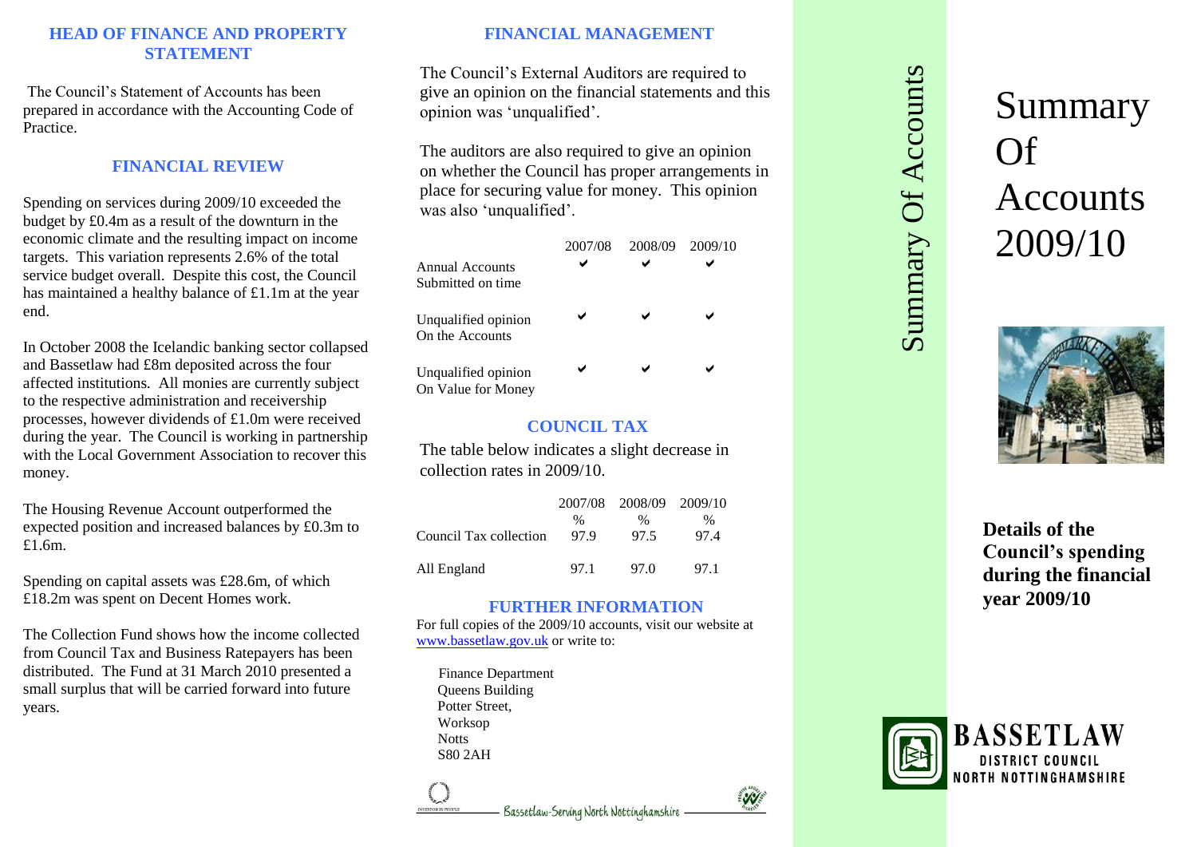## HEAD OF FINANCE AND PROPERTY STATEMENT

The Council's Statement of Accounts has been prepared in accordance with the Accounting Code of Practice.

## FINANCIAL REVIEW

Spending on services during 2009/10 exceeded the budget by £0.4m as a result of the downturn in the economic climate and the resulting impact on income targets. This variation represents 2.6% of the total service budget overall. Despite this cost, the Council has maintained a healthy balance of £1.1m at the year end.

In October 2008 the Icelandic banking sector collapsed and Bassetlaw had £8m deposited across the four affected institutions. All monies are currently subject to the respective administration and receivership processes, however dividends of £1.0m were received during the year. The Council is working in partnership with the Local Government Association to recover this money.

The Housing Revenue Account outperformed the expected position and increased balances by £0.3m to £1.6m.

Spending on capital assets was £28.6m, of which £18.2m was spent on Decent Homes work.

The Collection Fund shows how the income collected from Council Tax and Business Ratepayers has been distributed. The Fund at 31 March 2010 presented a small surplus that will be carried forward into future years.

## FINANCIAL MANAGEMENT

The Council's External Auditors are required to give an opinion on the financial statements and this opinion was 'unqualified'.

The auditors are also required to give an opinion on whether the Council has proper arrangements in place for securing value for money. This opinion was also 'unqualified'.

| | 2007/08 | 2008/09 | 2009/10 |
|---|---|---|---|
| Annual Accounts Submitted on time | ✔ | ✔ | ✔ |
| Unqualified opinion On the Accounts | ✔ | ✔ | ✔ |
| Unqualified opinion On Value for Money | ✔ | ✔ | ✔ |

## COUNCIL TAX

The table below indicates a slight decrease in collection rates in 2009/10.

| | 2007/08 % | 2008/09 % | 2009/10 % |
|---|---|---|---|
| Council Tax collection | 97.9 | 97.5 | 97.4 |
| All England | 97.1 | 97.0 | 97.1 |

## FURTHER INFORMATION

For full copies of the 2009/10 accounts, visit our website at www.bassetlaw.gov.uk or write to:

Finance Department
Queens Building
Potter Street,
Worksop
Notts
S80 2AH

Bassetlaw-Serving North Nottinghamshire

Summary Of Accounts

# Summary Of Accounts 2009/10

**Details of the Council's spending during the financial year 2009/10**

BASSETLAW
DISTRICT COUNCIL
NORTH NOTTINGHAMSHIRE